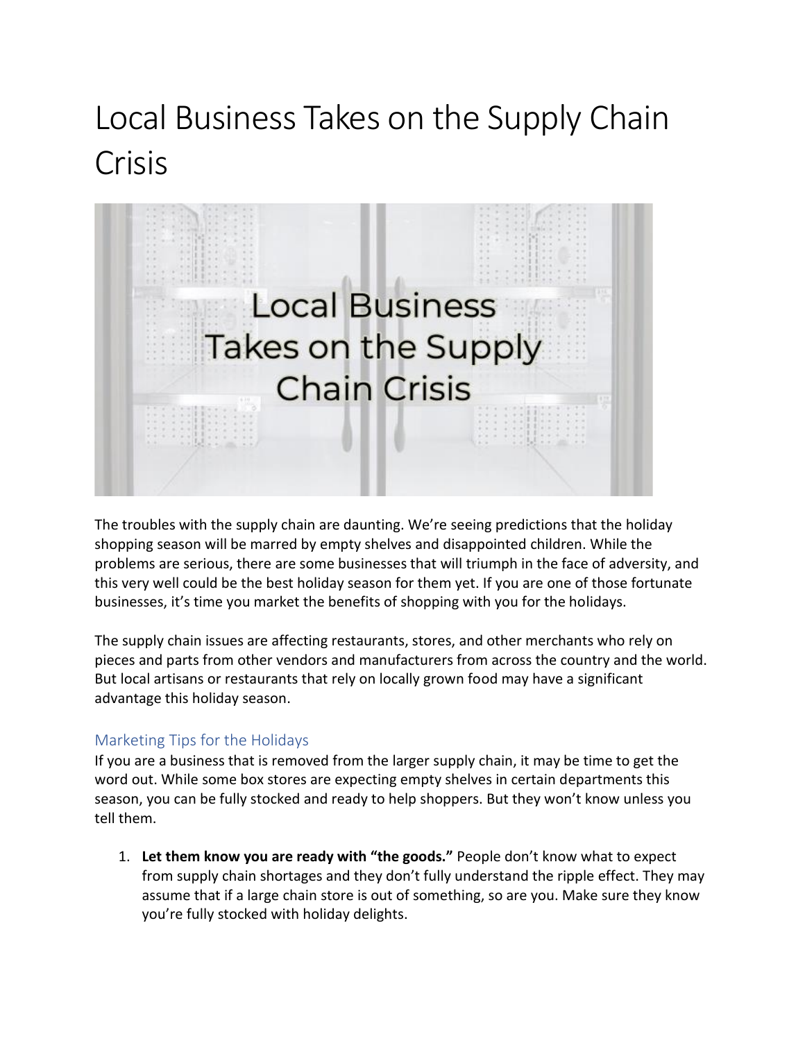# Local Business Takes on the Supply Chain Crisis

The troubles with the supply chain are daunting. We're seeing predictions that the holiday shopping season will be marred by empty shelves and disappointed children. While the problems are serious, there are some businesses that will triumph in the face of adversity, and this very well could be the best holiday season for them yet. If you are one of those fortunate businesses, it's time you market the benefits of shopping with you for the holidays.

The supply chain issues are affecting restaurants, stores, and other merchants who rely on pieces and parts from other vendors and manufacturers from across the country and the world. But local artisans or restaurants that rely on locally grown food may have a significant advantage this holiday season.

## Marketing Tips for the Holidays

If you are a business that is removed from the larger supply chain, it may be time to get the word out. While some box stores are expecting empty shelves in certain departments this season, you can be fully stocked and ready to help shoppers. But they won't know unless you tell them.

1. **Let them know you are ready with "the goods."** People don't know what to expect from supply chain shortages and they don't fully understand the ripple effect. They may assume that if a large chain store is out of something, so are you. Make sure they know you're fully stocked with holiday delights.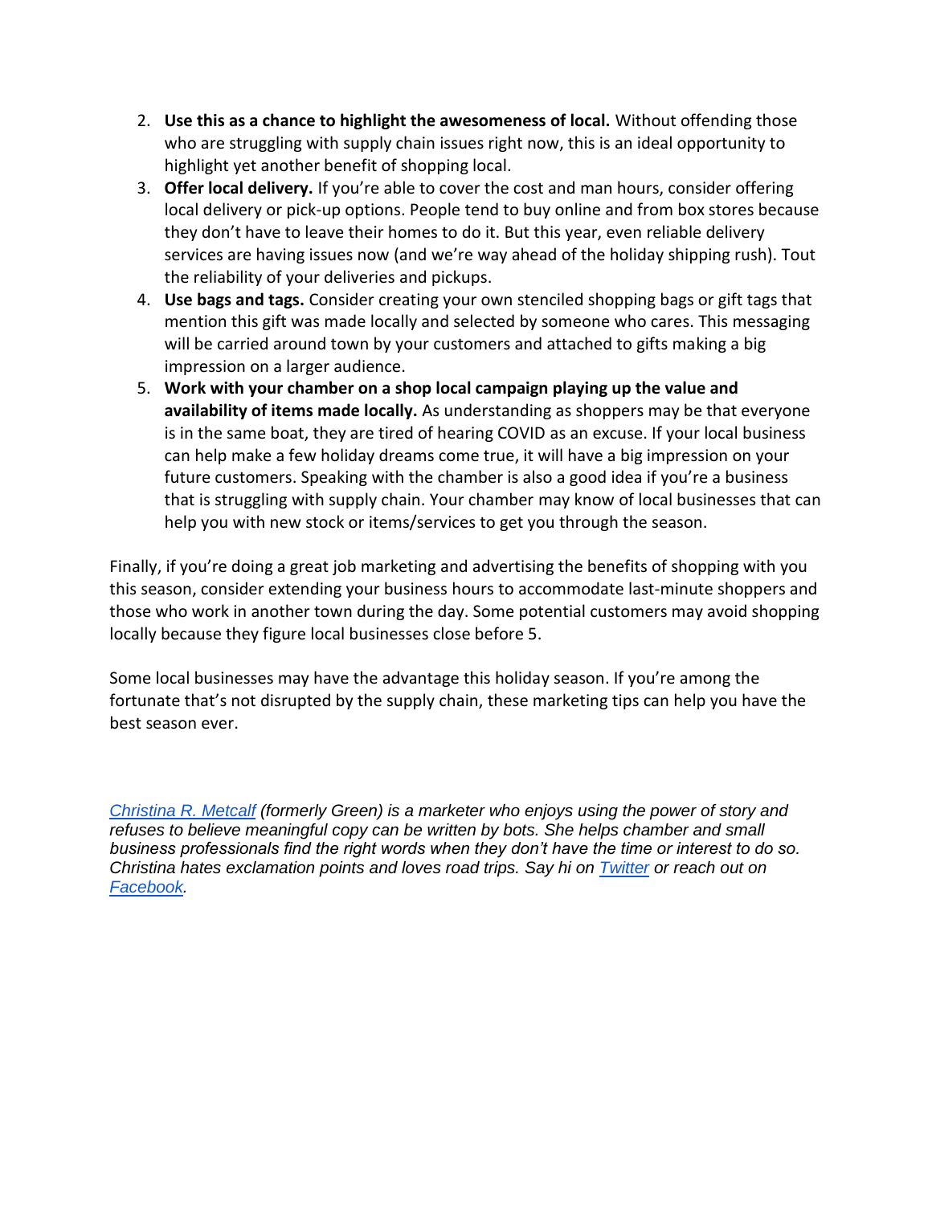2. **Use this as a chance to highlight the awesomeness of local.** Without offending those who are struggling with supply chain issues right now, this is an ideal opportunity to highlight yet another benefit of shopping local.
3. **Offer local delivery.** If you're able to cover the cost and man hours, consider offering local delivery or pick-up options. People tend to buy online and from box stores because they don't have to leave their homes to do it. But this year, even reliable delivery services are having issues now (and we're way ahead of the holiday shipping rush). Tout the reliability of your deliveries and pickups.
4. **Use bags and tags.** Consider creating your own stenciled shopping bags or gift tags that mention this gift was made locally and selected by someone who cares. This messaging will be carried around town by your customers and attached to gifts making a big impression on a larger audience.
5. **Work with your chamber on a shop local campaign playing up the value and availability of items made locally.** As understanding as shoppers may be that everyone is in the same boat, they are tired of hearing COVID as an excuse. If your local business can help make a few holiday dreams come true, it will have a big impression on your future customers. Speaking with the chamber is also a good idea if you're a business that is struggling with supply chain. Your chamber may know of local businesses that can help you with new stock or items/services to get you through the season.

Finally, if you're doing a great job marketing and advertising the benefits of shopping with you this season, consider extending your business hours to accommodate last-minute shoppers and those who work in another town during the day. Some potential customers may avoid shopping locally because they figure local businesses close before 5.

Some local businesses may have the advantage this holiday season. If you're among the fortunate that's not disrupted by the supply chain, these marketing tips can help you have the best season ever.

*Christina R. Metcalf (formerly Green) is a marketer who enjoys using the power of story and refuses to believe meaningful copy can be written by bots. She helps chamber and small business professionals find the right words when they don't have the time or interest to do so. Christina hates exclamation points and loves road trips. Say hi on Twitter or reach out on Facebook.*